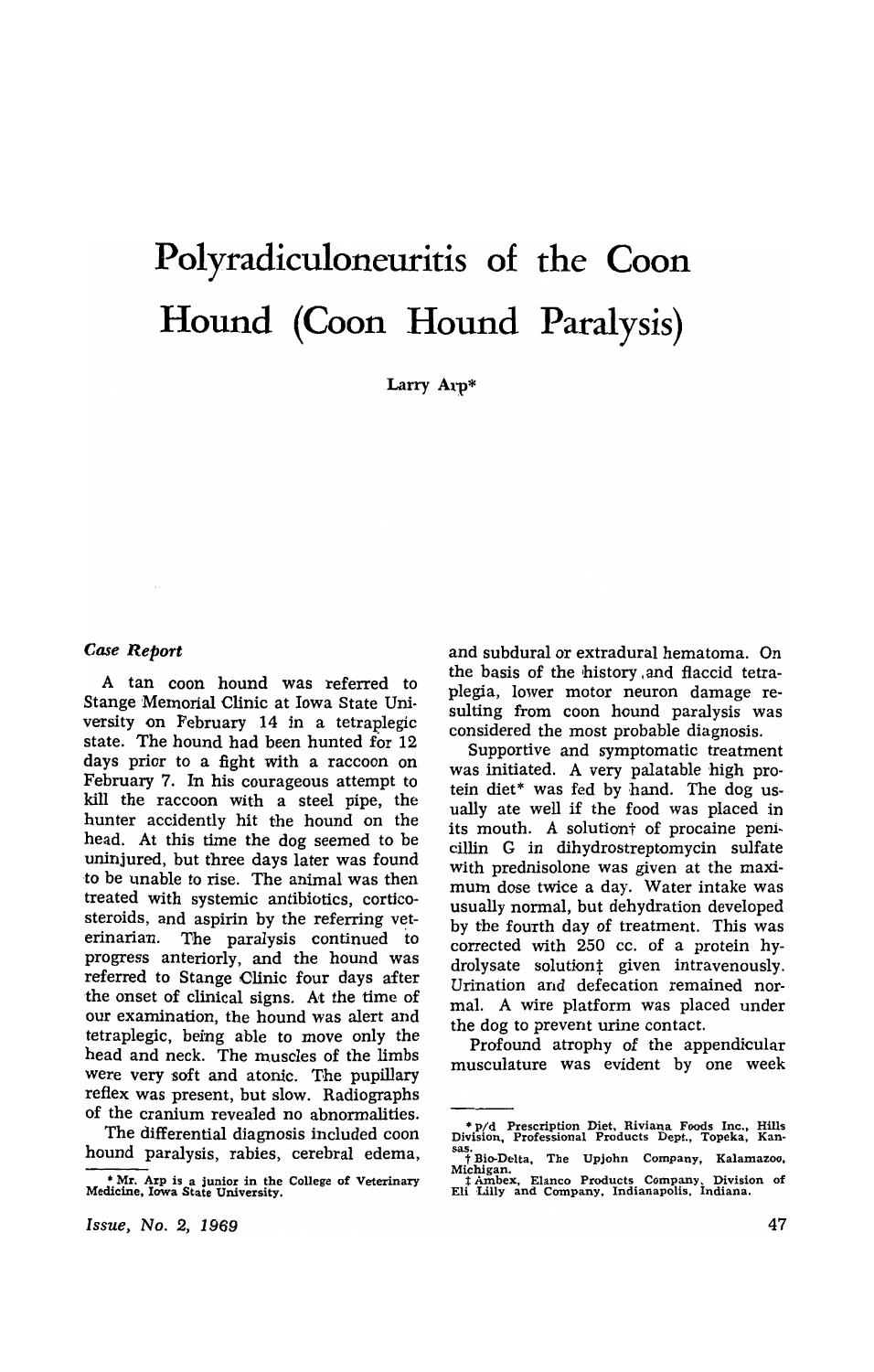# Polyradiculoneuritis of the Coon Hound (Coon Hound Paralysis)

Larry Arp*

### *Case Report*

A tan coon hound was referred to Stange Memorial Clinic at Iowa State University on February 14 in a tetraplegic state. The hound had been hunted for 12 days prior to a fight with a raccoon on February 7. In his courageous attempt to kill the raccoon with a steel pipe, the hunter accidently hit the hound on the head. At this time the dog seemed to be uninjured, but three days later was found to be unable to rise. The animal was then treated with systemic antibiotics, corticosteroids, and aspirin by the referring veterinarian. The paralysis continued to progress anteriorly, and the hound was referred to Stange Clinic four days after the onset of clinical signs. At the time of our examination, the hound was alert and tetraplegic, being able to move only the head and neck. The muscles of the limbs were very soft and atonic. The pupillary reflex was present, but slow. Radiographs of the cranium revealed no abnormalities.

The differential diagnosis included coon hound paralysis, rabies, cerebral edema, and subdural or extradural hematoma. On the basis of the history and flaccid tetraplegia, lower motor neuron damage resulting from coon hound paralysis was considered the most probable diagnosis.

Supportive and symptomatic treatment was initiated. A very palatable high protein diet* was fed by hand. The dog usually ate well if the food was placed in its mouth. A solution† of procaine penicillin G in dihydrostreptomycin sulfate with prednisolone was given at the maximum dose twice a day. Water intake was usually normal, but dehydration developed by the fourth day of treatment. This was corrected with 250 cc. of a protein hydrolysate solution‡ given intravenously. Urination and defecation remained normal. A wire platform was placed under the dog to prevent urine contact.

Profound atrophy of the appendicular musculature was evident by one week

---

\* Mr. Arp is a junior in the College of Veterinary Medicine, Iowa State University.

\* p/d Prescription Diet, Riviana Foods Inc., Hills Division, Professional Products Dept., Topeka, Kansas.

† Bio-Delta, The Upjohn Company, Kalamazoo, Michigan.

‡ Ambex, Elanco Products Company, Division of Eli Lilly and Company, Indianapolis, Indiana.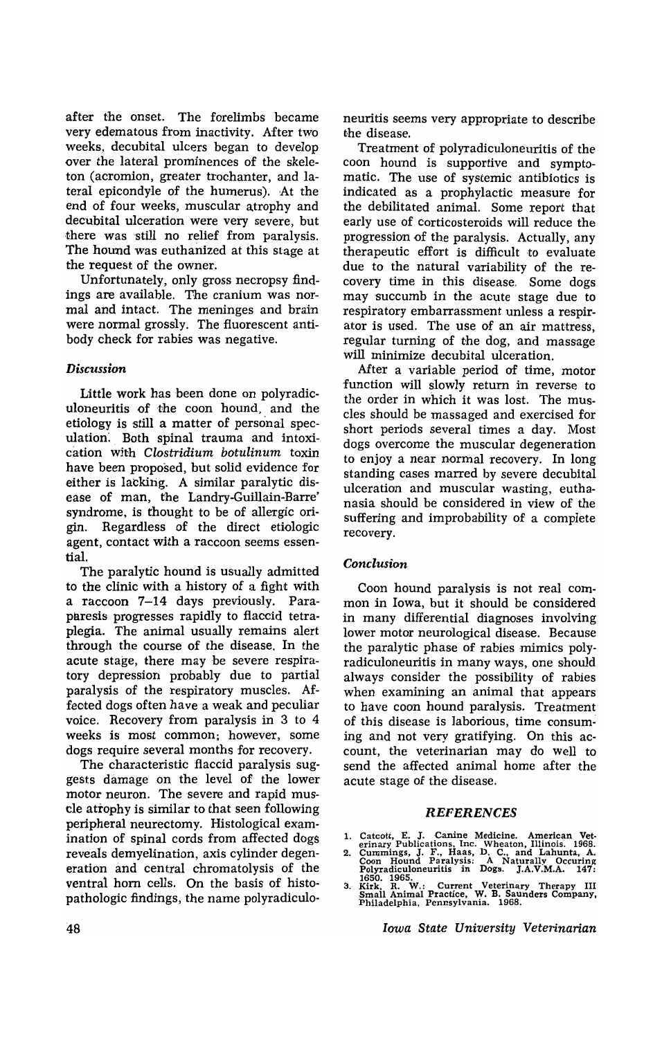after the onset. The forelimbs became very edematous from inactivity. After two weeks, decubital ulcers began to develop over the lateral prominences of the skeleton (acromion, greater trochanter, and lateral epicondyle of the humerus). At the end of four weeks, muscular atrophy and decubital ulceration were very severe, but there was still no relief from paralysis. The hound was euthanized at this stage at the request of the owner.

Unfortunately, only gross necropsy findings are available. The cranium was normal and intact. The meninges and brain were normal grossly. The fluorescent antibody check for rabies was negative.

### *Discussion*

Little work has been done on polyradiculoneuritis of the coon hound, and the etiology is still a matter of personal speculation. Both spinal trauma and intoxication with *Clostridium botulinum* toxin have been proposed, but solid evidence for either is lacking. A similar paralytic disease of man, the Landry-Guillain-Barre' syndrome, is thought to be of allergic origin. Regardless of the direct etiologic agent, contact with a raccoon seems essential.

The paralytic hound is usually admitted to the clinic with a history of a fight with a raccoon 7–14 days previously. Paraparesis progresses rapidly to flaccid tetraplegia. The animal usually remains alert through the course of the disease. In the acute stage, there may be severe respiratory depression probably due to partial paralysis of the respiratory muscles. Affected dogs often have a weak and peculiar voice. Recovery from paralysis in 3 to 4 weeks is most common; however, some dogs require several months for recovery.

The characteristic flaccid paralysis suggests damage on the level of the lower motor neuron. The severe and rapid muscle atrophy is similar to that seen following peripheral neurectomy. Histological examination of spinal cords from affected dogs reveals demyelination, axis cylinder degeneration and central chromatolysis of the ventral horn cells. On the basis of histopathologic findings, the name polyradiculoneuritis seems very appropriate to describe the disease.

Treatment of polyradiculoneuritis of the coon hound is supportive and symptomatic. The use of systemic antibiotics is indicated as a prophylactic measure for the debilitated animal. Some report that early use of corticosteroids will reduce the progression of the paralysis. Actually, any therapeutic effort is difficult to evaluate due to the natural variability of the recovery time in this disease. Some dogs may succumb in the acute stage due to respiratory embarrassment unless a respirator is used. The use of an air mattress, regular turning of the dog, and massage will minimize decubital ulceration.

After a variable period of time, motor function will slowly return in reverse to the order in which it was lost. The muscles should be massaged and exercised for short periods several times a day. Most dogs overcome the muscular degeneration to enjoy a near normal recovery. In long standing cases marred by severe decubital ulceration and muscular wasting, euthanasia should be considered in view of the suffering and improbability of a complete recovery.

### *Conclusion*

Coon hound paralysis is not real common in Iowa, but it should be considered in many differential diagnoses involving lower motor neurological disease. Because the paralytic phase of rabies mimics polyradiculoneuritis in many ways, one should always consider the possibility of rabies when examining an animal that appears to have coon hound paralysis. Treatment of this disease is laborious, time consuming and not very gratifying. On this account, the veterinarian may do well to send the affected animal home after the acute stage of the disease.

### *REFERENCES*

1. Catcott, E. J. Canine Medicine. American Veterinary Publications, Inc. Wheaton, Illinois. 1968.
2. Cummings, J. F., Haas, D. C., and Lahunta, A. Coon Hound Paralysis: A Naturally Occuring Polyradiculoneuritis in Dogs. J.A.V.M.A. 147: 1650. 1965.
3. Kirk, R. W.: Current Veterinary Therapy III Small Animal Practice, W. B. Saunders Company, Philadelphia, Pennsylvania. 1968.